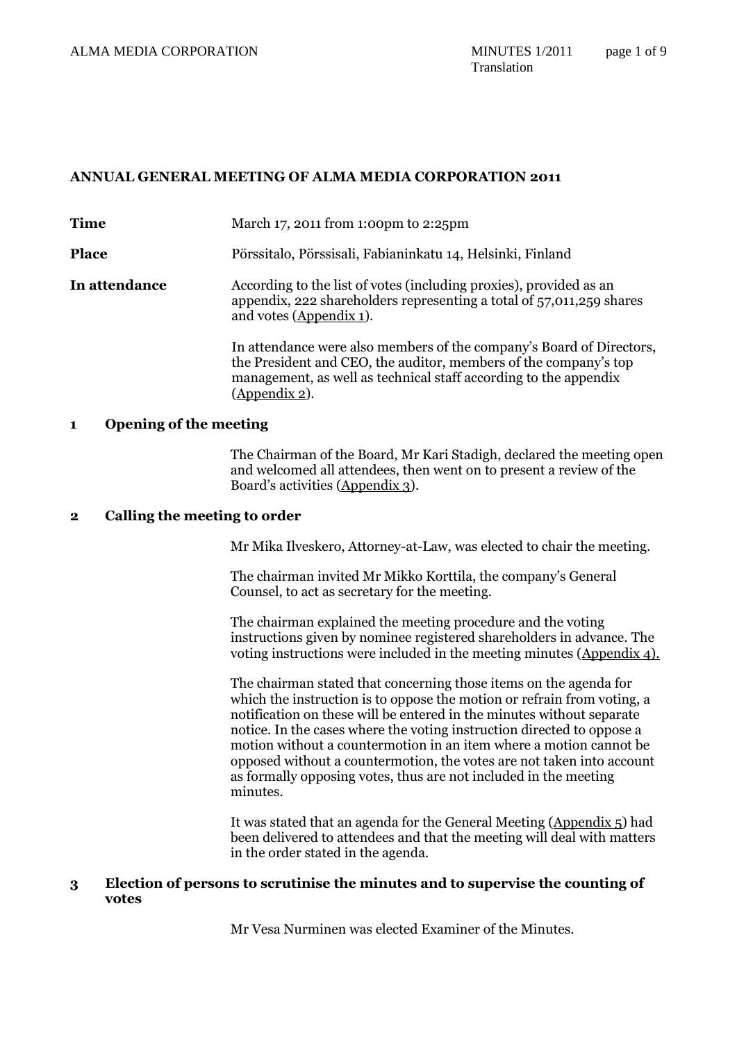**ANNUAL GENERAL MEETING OF ALMA MEDIA CORPORATION 2011**

| | |
|---|---|
| **Time** | March 17, 2011 from 1:00pm to 2:25pm |
| **Place** | Pörssitalo, Pörssisali, Fabianinkatu 14, Helsinki, Finland |
| **In attendance** | According to the list of votes (including proxies), provided as an appendix, 222 shareholders representing a total of 57,011,259 shares and votes (Appendix 1).<br><br>In attendance were also members of the company's Board of Directors, the President and CEO, the auditor, members of the company's top management, as well as technical staff according to the appendix (Appendix 2). |

## 1 Opening of the meeting

The Chairman of the Board, Mr Kari Stadigh, declared the meeting open and welcomed all attendees, then went on to present a review of the Board's activities (Appendix 3).

## 2 Calling the meeting to order

Mr Mika Ilveskero, Attorney-at-Law, was elected to chair the meeting.

The chairman invited Mr Mikko Korttila, the company's General Counsel, to act as secretary for the meeting.

The chairman explained the meeting procedure and the voting instructions given by nominee registered shareholders in advance. The voting instructions were included in the meeting minutes (Appendix 4).

The chairman stated that concerning those items on the agenda for which the instruction is to oppose the motion or refrain from voting, a notification on these will be entered in the minutes without separate notice. In the cases where the voting instruction directed to oppose a motion without a countermotion in an item where a motion cannot be opposed without a countermotion, the votes are not taken into account as formally opposing votes, thus are not included in the meeting minutes.

It was stated that an agenda for the General Meeting (Appendix 5) had been delivered to attendees and that the meeting will deal with matters in the order stated in the agenda.

## 3 Election of persons to scrutinise the minutes and to supervise the counting of votes

Mr Vesa Nurminen was elected Examiner of the Minutes.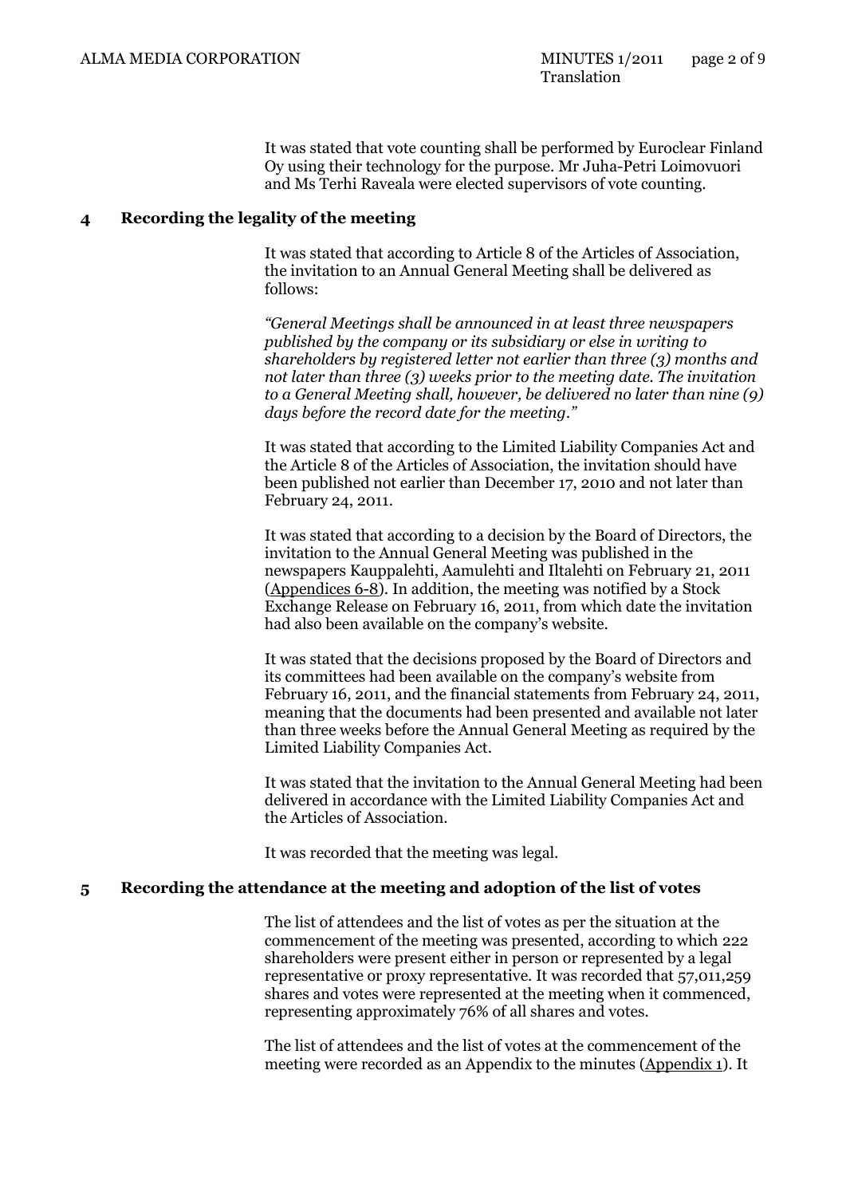It was stated that vote counting shall be performed by Euroclear Finland Oy using their technology for the purpose. Mr Juha-Petri Loimovuori and Ms Terhi Raveala were elected supervisors of vote counting.

## 4 Recording the legality of the meeting

It was stated that according to Article 8 of the Articles of Association, the invitation to an Annual General Meeting shall be delivered as follows:

*"General Meetings shall be announced in at least three newspapers published by the company or its subsidiary or else in writing to shareholders by registered letter not earlier than three (3) months and not later than three (3) weeks prior to the meeting date. The invitation to a General Meeting shall, however, be delivered no later than nine (9) days before the record date for the meeting."*

It was stated that according to the Limited Liability Companies Act and the Article 8 of the Articles of Association, the invitation should have been published not earlier than December 17, 2010 and not later than February 24, 2011.

It was stated that according to a decision by the Board of Directors, the invitation to the Annual General Meeting was published in the newspapers Kauppalehti, Aamulehti and Iltalehti on February 21, 2011 (Appendices 6-8). In addition, the meeting was notified by a Stock Exchange Release on February 16, 2011, from which date the invitation had also been available on the company's website.

It was stated that the decisions proposed by the Board of Directors and its committees had been available on the company's website from February 16, 2011, and the financial statements from February 24, 2011, meaning that the documents had been presented and available not later than three weeks before the Annual General Meeting as required by the Limited Liability Companies Act.

It was stated that the invitation to the Annual General Meeting had been delivered in accordance with the Limited Liability Companies Act and the Articles of Association.

It was recorded that the meeting was legal.

## 5 Recording the attendance at the meeting and adoption of the list of votes

The list of attendees and the list of votes as per the situation at the commencement of the meeting was presented, according to which 222 shareholders were present either in person or represented by a legal representative or proxy representative. It was recorded that 57,011,259 shares and votes were represented at the meeting when it commenced, representing approximately 76% of all shares and votes.

The list of attendees and the list of votes at the commencement of the meeting were recorded as an Appendix to the minutes (Appendix 1). It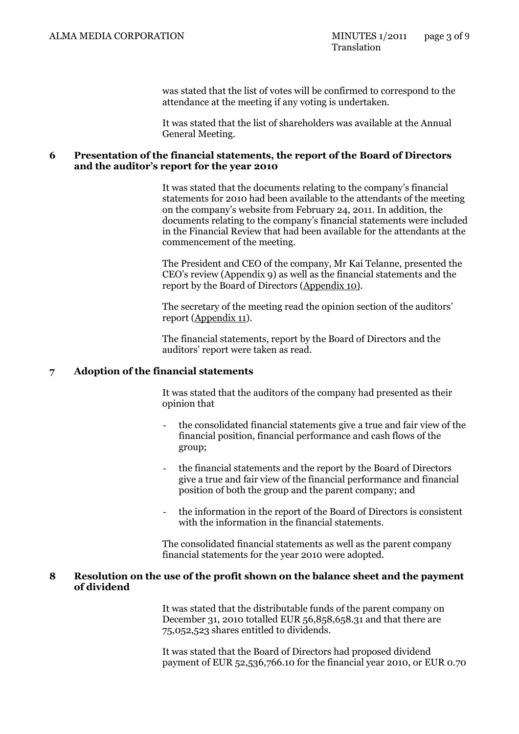was stated that the list of votes will be confirmed to correspond to the attendance at the meeting if any voting is undertaken.

It was stated that the list of shareholders was available at the Annual General Meeting.

## 6 Presentation of the financial statements, the report of the Board of Directors and the auditor's report for the year 2010

It was stated that the documents relating to the company's financial statements for 2010 had been available to the attendants of the meeting on the company's website from February 24, 2011. In addition, the documents relating to the company's financial statements were included in the Financial Review that had been available for the attendants at the commencement of the meeting.

The President and CEO of the company, Mr Kai Telanne, presented the CEO's review (Appendix 9) as well as the financial statements and the report by the Board of Directors (Appendix 10).

The secretary of the meeting read the opinion section of the auditors' report (Appendix 11).

The financial statements, report by the Board of Directors and the auditors' report were taken as read.

## 7 Adoption of the financial statements

It was stated that the auditors of the company had presented as their opinion that

- the consolidated financial statements give a true and fair view of the financial position, financial performance and cash flows of the group;
- the financial statements and the report by the Board of Directors give a true and fair view of the financial performance and financial position of both the group and the parent company; and
- the information in the report of the Board of Directors is consistent with the information in the financial statements.

The consolidated financial statements as well as the parent company financial statements for the year 2010 were adopted.

## 8 Resolution on the use of the profit shown on the balance sheet and the payment of dividend

It was stated that the distributable funds of the parent company on December 31, 2010 totalled EUR 56,858,658.31 and that there are 75,052,523 shares entitled to dividends.

It was stated that the Board of Directors had proposed dividend payment of EUR 52,536,766.10 for the financial year 2010, or EUR 0.70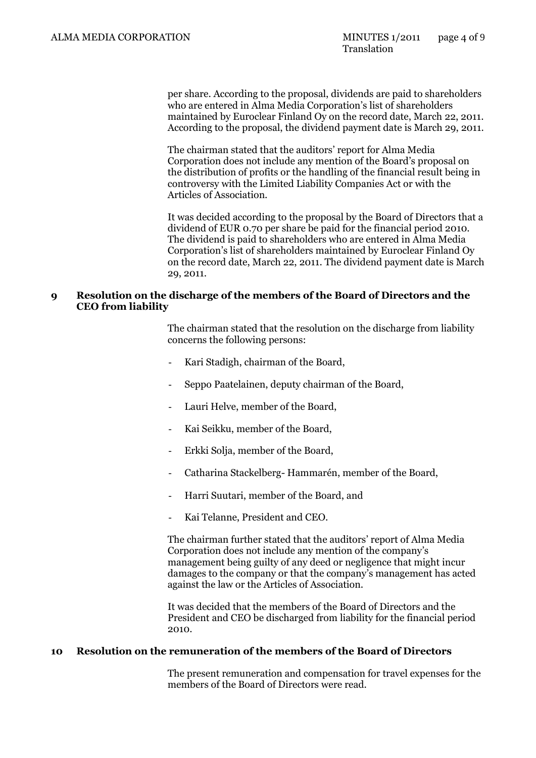per share. According to the proposal, dividends are paid to shareholders who are entered in Alma Media Corporation's list of shareholders maintained by Euroclear Finland Oy on the record date, March 22, 2011. According to the proposal, the dividend payment date is March 29, 2011.

The chairman stated that the auditors' report for Alma Media Corporation does not include any mention of the Board's proposal on the distribution of profits or the handling of the financial result being in controversy with the Limited Liability Companies Act or with the Articles of Association.

It was decided according to the proposal by the Board of Directors that a dividend of EUR 0.70 per share be paid for the financial period 2010. The dividend is paid to shareholders who are entered in Alma Media Corporation's list of shareholders maintained by Euroclear Finland Oy on the record date, March 22, 2011. The dividend payment date is March 29, 2011.

## 9 Resolution on the discharge of the members of the Board of Directors and the CEO from liability

The chairman stated that the resolution on the discharge from liability concerns the following persons:

- Kari Stadigh, chairman of the Board,
- Seppo Paatelainen, deputy chairman of the Board,
- Lauri Helve, member of the Board,
- Kai Seikku, member of the Board,
- Erkki Solja, member of the Board,
- Catharina Stackelberg- Hammarén, member of the Board,
- Harri Suutari, member of the Board, and
- Kai Telanne, President and CEO.

The chairman further stated that the auditors' report of Alma Media Corporation does not include any mention of the company's management being guilty of any deed or negligence that might incur damages to the company or that the company's management has acted against the law or the Articles of Association.

It was decided that the members of the Board of Directors and the President and CEO be discharged from liability for the financial period 2010.

## 10 Resolution on the remuneration of the members of the Board of Directors

The present remuneration and compensation for travel expenses for the members of the Board of Directors were read.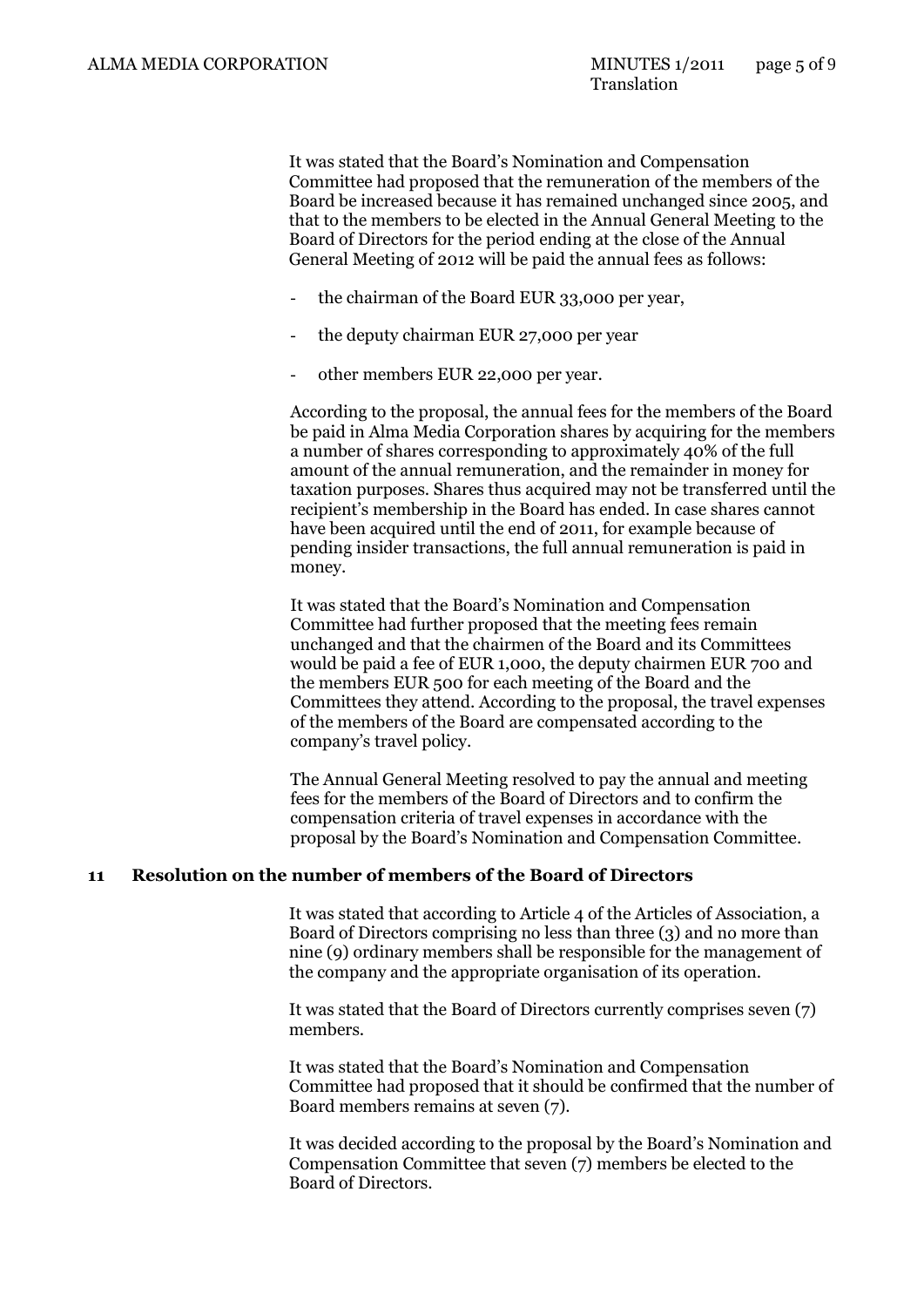It was stated that the Board's Nomination and Compensation Committee had proposed that the remuneration of the members of the Board be increased because it has remained unchanged since 2005, and that to the members to be elected in the Annual General Meeting to the Board of Directors for the period ending at the close of the Annual General Meeting of 2012 will be paid the annual fees as follows:

- the chairman of the Board EUR 33,000 per year,
- the deputy chairman EUR 27,000 per year
- other members EUR 22,000 per year.

According to the proposal, the annual fees for the members of the Board be paid in Alma Media Corporation shares by acquiring for the members a number of shares corresponding to approximately 40% of the full amount of the annual remuneration, and the remainder in money for taxation purposes. Shares thus acquired may not be transferred until the recipient's membership in the Board has ended. In case shares cannot have been acquired until the end of 2011, for example because of pending insider transactions, the full annual remuneration is paid in money.

It was stated that the Board's Nomination and Compensation Committee had further proposed that the meeting fees remain unchanged and that the chairmen of the Board and its Committees would be paid a fee of EUR 1,000, the deputy chairmen EUR 700 and the members EUR 500 for each meeting of the Board and the Committees they attend. According to the proposal, the travel expenses of the members of the Board are compensated according to the company's travel policy.

The Annual General Meeting resolved to pay the annual and meeting fees for the members of the Board of Directors and to confirm the compensation criteria of travel expenses in accordance with the proposal by the Board's Nomination and Compensation Committee.

## 11 Resolution on the number of members of the Board of Directors

It was stated that according to Article 4 of the Articles of Association, a Board of Directors comprising no less than three (3) and no more than nine (9) ordinary members shall be responsible for the management of the company and the appropriate organisation of its operation.

It was stated that the Board of Directors currently comprises seven (7) members.

It was stated that the Board's Nomination and Compensation Committee had proposed that it should be confirmed that the number of Board members remains at seven (7).

It was decided according to the proposal by the Board's Nomination and Compensation Committee that seven (7) members be elected to the Board of Directors.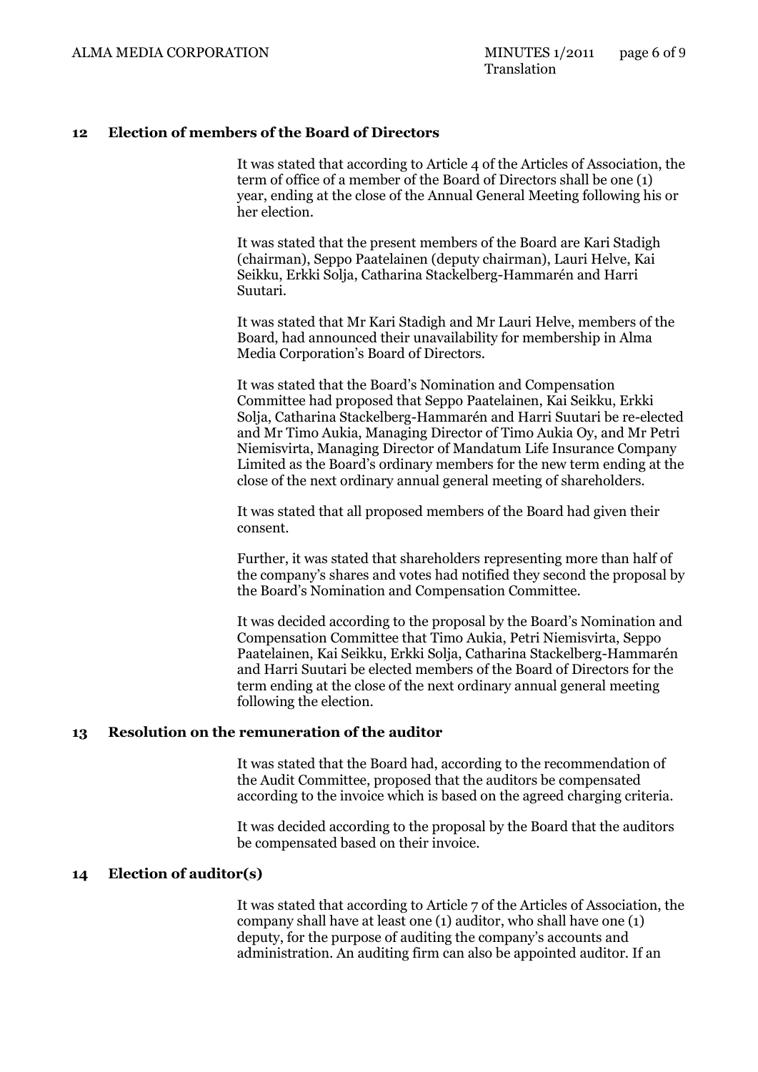## 12 Election of members of the Board of Directors

It was stated that according to Article 4 of the Articles of Association, the term of office of a member of the Board of Directors shall be one (1) year, ending at the close of the Annual General Meeting following his or her election.

It was stated that the present members of the Board are Kari Stadigh (chairman), Seppo Paatelainen (deputy chairman), Lauri Helve, Kai Seikku, Erkki Solja, Catharina Stackelberg-Hammarén and Harri Suutari.

It was stated that Mr Kari Stadigh and Mr Lauri Helve, members of the Board, had announced their unavailability for membership in Alma Media Corporation's Board of Directors.

It was stated that the Board's Nomination and Compensation Committee had proposed that Seppo Paatelainen, Kai Seikku, Erkki Solja, Catharina Stackelberg-Hammarén and Harri Suutari be re-elected and Mr Timo Aukia, Managing Director of Timo Aukia Oy, and Mr Petri Niemisvirta, Managing Director of Mandatum Life Insurance Company Limited as the Board's ordinary members for the new term ending at the close of the next ordinary annual general meeting of shareholders.

It was stated that all proposed members of the Board had given their consent.

Further, it was stated that shareholders representing more than half of the company's shares and votes had notified they second the proposal by the Board's Nomination and Compensation Committee.

It was decided according to the proposal by the Board's Nomination and Compensation Committee that Timo Aukia, Petri Niemisvirta, Seppo Paatelainen, Kai Seikku, Erkki Solja, Catharina Stackelberg-Hammarén and Harri Suutari be elected members of the Board of Directors for the term ending at the close of the next ordinary annual general meeting following the election.

## 13 Resolution on the remuneration of the auditor

It was stated that the Board had, according to the recommendation of the Audit Committee, proposed that the auditors be compensated according to the invoice which is based on the agreed charging criteria.

It was decided according to the proposal by the Board that the auditors be compensated based on their invoice.

## 14 Election of auditor(s)

It was stated that according to Article 7 of the Articles of Association, the company shall have at least one (1) auditor, who shall have one (1) deputy, for the purpose of auditing the company's accounts and administration. An auditing firm can also be appointed auditor. If an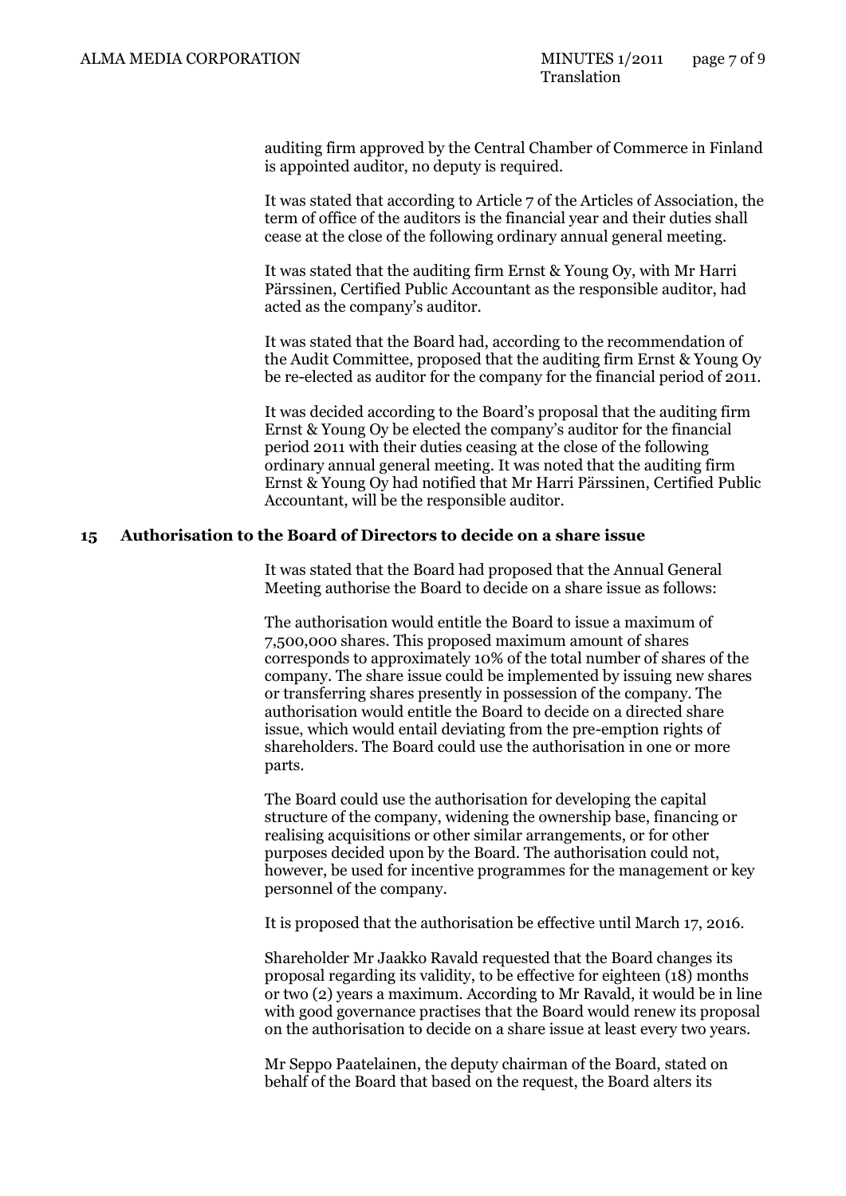auditing firm approved by the Central Chamber of Commerce in Finland is appointed auditor, no deputy is required.

It was stated that according to Article 7 of the Articles of Association, the term of office of the auditors is the financial year and their duties shall cease at the close of the following ordinary annual general meeting.

It was stated that the auditing firm Ernst & Young Oy, with Mr Harri Pärssinen, Certified Public Accountant as the responsible auditor, had acted as the company's auditor.

It was stated that the Board had, according to the recommendation of the Audit Committee, proposed that the auditing firm Ernst & Young Oy be re-elected as auditor for the company for the financial period of 2011.

It was decided according to the Board's proposal that the auditing firm Ernst & Young Oy be elected the company's auditor for the financial period 2011 with their duties ceasing at the close of the following ordinary annual general meeting. It was noted that the auditing firm Ernst & Young Oy had notified that Mr Harri Pärssinen, Certified Public Accountant, will be the responsible auditor.

## 15 Authorisation to the Board of Directors to decide on a share issue

It was stated that the Board had proposed that the Annual General Meeting authorise the Board to decide on a share issue as follows:

The authorisation would entitle the Board to issue a maximum of 7,500,000 shares. This proposed maximum amount of shares corresponds to approximately 10% of the total number of shares of the company. The share issue could be implemented by issuing new shares or transferring shares presently in possession of the company. The authorisation would entitle the Board to decide on a directed share issue, which would entail deviating from the pre-emption rights of shareholders. The Board could use the authorisation in one or more parts.

The Board could use the authorisation for developing the capital structure of the company, widening the ownership base, financing or realising acquisitions or other similar arrangements, or for other purposes decided upon by the Board. The authorisation could not, however, be used for incentive programmes for the management or key personnel of the company.

It is proposed that the authorisation be effective until March 17, 2016.

Shareholder Mr Jaakko Ravald requested that the Board changes its proposal regarding its validity, to be effective for eighteen (18) months or two (2) years a maximum. According to Mr Ravald, it would be in line with good governance practises that the Board would renew its proposal on the authorisation to decide on a share issue at least every two years.

Mr Seppo Paatelainen, the deputy chairman of the Board, stated on behalf of the Board that based on the request, the Board alters its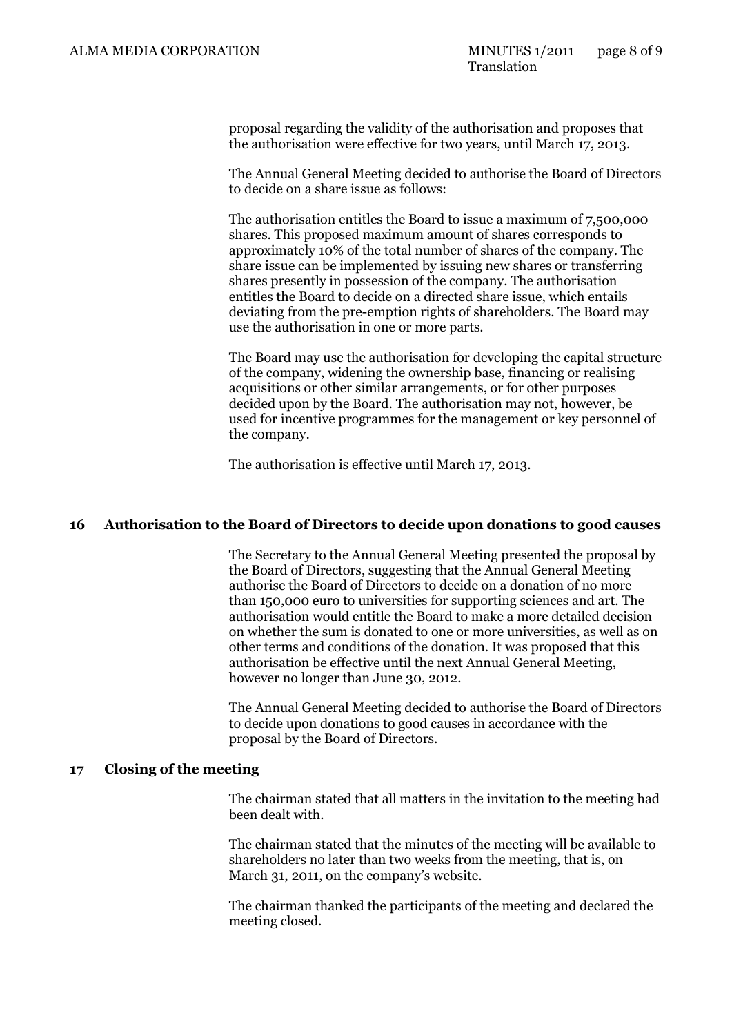proposal regarding the validity of the authorisation and proposes that the authorisation were effective for two years, until March 17, 2013.

The Annual General Meeting decided to authorise the Board of Directors to decide on a share issue as follows:

The authorisation entitles the Board to issue a maximum of 7,500,000 shares. This proposed maximum amount of shares corresponds to approximately 10% of the total number of shares of the company. The share issue can be implemented by issuing new shares or transferring shares presently in possession of the company. The authorisation entitles the Board to decide on a directed share issue, which entails deviating from the pre-emption rights of shareholders. The Board may use the authorisation in one or more parts.

The Board may use the authorisation for developing the capital structure of the company, widening the ownership base, financing or realising acquisitions or other similar arrangements, or for other purposes decided upon by the Board. The authorisation may not, however, be used for incentive programmes for the management or key personnel of the company.

The authorisation is effective until March 17, 2013.

## 16 Authorisation to the Board of Directors to decide upon donations to good causes

The Secretary to the Annual General Meeting presented the proposal by the Board of Directors, suggesting that the Annual General Meeting authorise the Board of Directors to decide on a donation of no more than 150,000 euro to universities for supporting sciences and art. The authorisation would entitle the Board to make a more detailed decision on whether the sum is donated to one or more universities, as well as on other terms and conditions of the donation. It was proposed that this authorisation be effective until the next Annual General Meeting, however no longer than June 30, 2012.

The Annual General Meeting decided to authorise the Board of Directors to decide upon donations to good causes in accordance with the proposal by the Board of Directors.

## 17 Closing of the meeting

The chairman stated that all matters in the invitation to the meeting had been dealt with.

The chairman stated that the minutes of the meeting will be available to shareholders no later than two weeks from the meeting, that is, on March 31, 2011, on the company's website.

The chairman thanked the participants of the meeting and declared the meeting closed.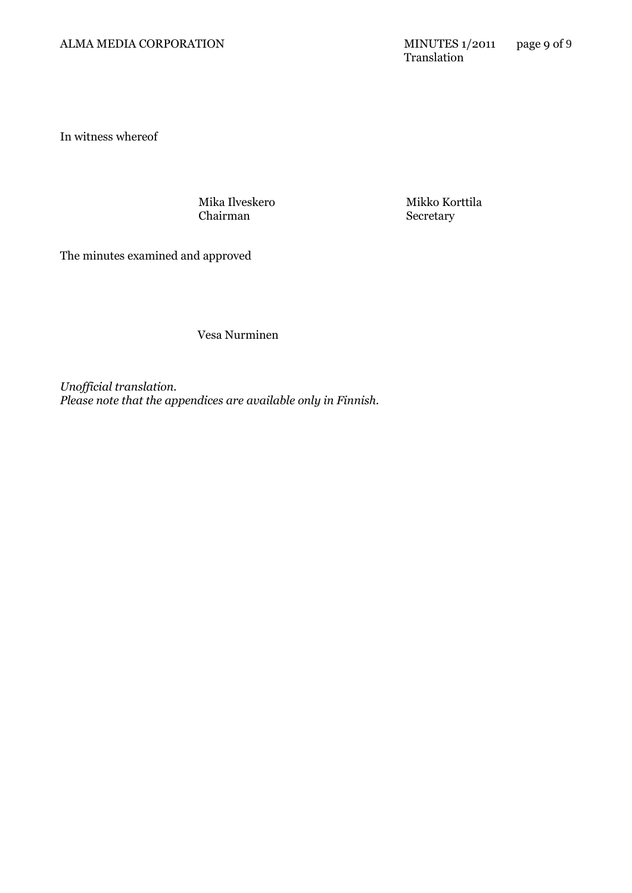In witness whereof

Mika Ilveskero
Chairman

Mikko Korttila
Secretary

The minutes examined and approved

Vesa Nurminen

*Unofficial translation.*
*Please note that the appendices are available only in Finnish.*